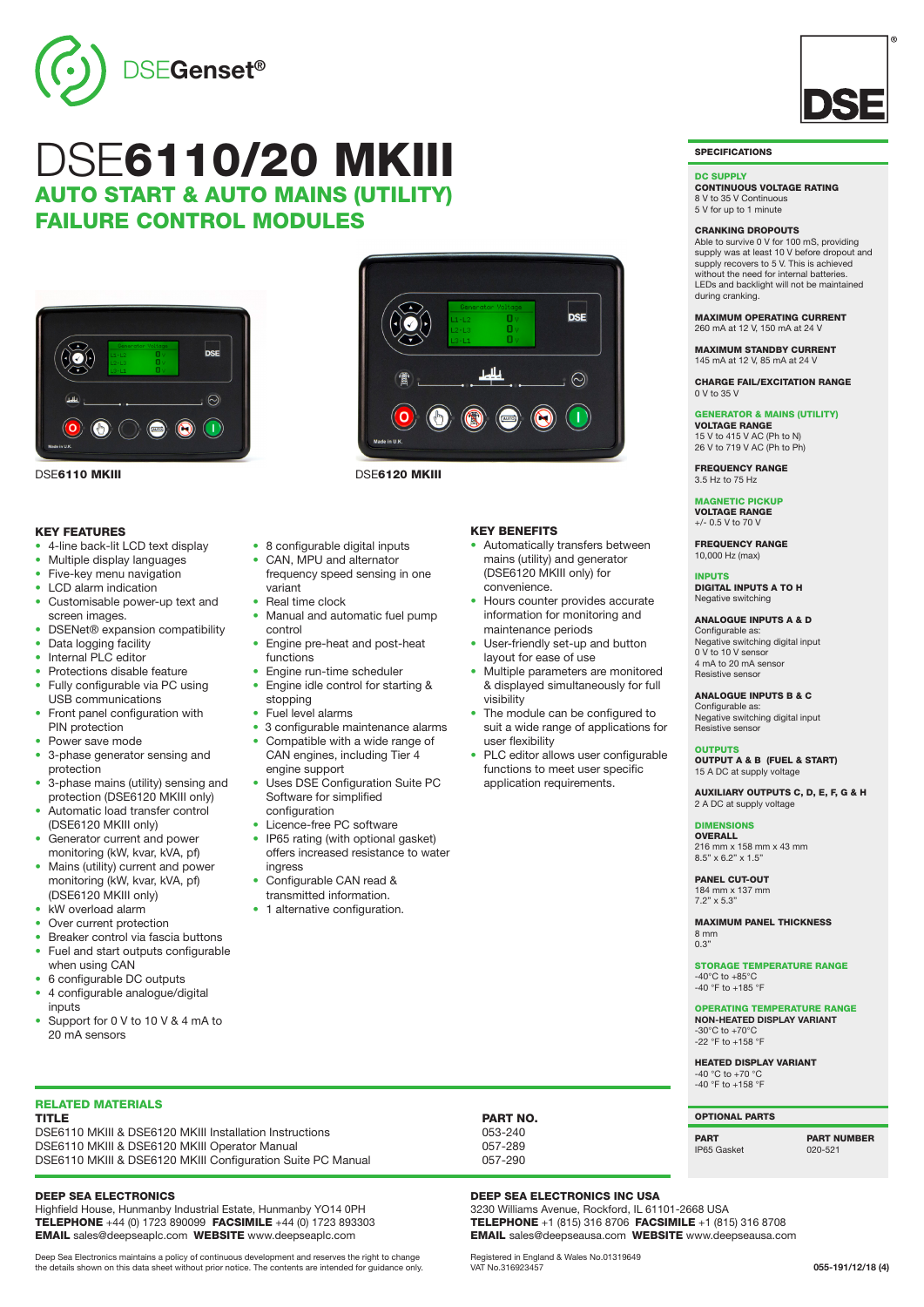DSEGenset®

# DSE6110/20 MKIII

## AUTO START & AUTO MAINS (UTILITY) FAILURE CONTROL MODULES

DSE6110 MKIII

DSE6120 MKIII

### KEY FEATURES

- 4-line back-lit LCD text display
- Multiple display languages
- Five-key menu navigation
- LCD alarm indication
- Customisable power-up text and screen images.
- DSENet® expansion compatibility
- Data logging facility
- Internal PLC editor
- Protections disable feature
- Fully configurable via PC using USB communications
- Front panel configuration with PIN protection
- Power save mode
- 3-phase generator sensing and protection
- 3-phase mains (utility) sensing and protection (DSE6120 MKIII only)
- Automatic load transfer control (DSE6120 MKIII only)
- Generator current and power monitoring (kW, kvar, kVA, pf)
- Mains (utility) current and power monitoring (kW, kvar, kVA, pf) (DSE6120 MKIII only)
- kW overload alarm
- Over current protection
- Breaker control via fascia buttons
- Fuel and start outputs configurable when using CAN
- 6 configurable DC outputs
- 4 configurable analogue/digital inputs
- Support for 0 V to 10 V & 4 mA to 20 mA sensors
- 8 configurable digital inputs
- CAN, MPU and alternator frequency speed sensing in one variant
- Real time clock
- Manual and automatic fuel pump control
- Engine pre-heat and post-heat functions
- Engine run-time scheduler
- Engine idle control for starting & stopping
- Fuel level alarms
- 3 configurable maintenance alarms
- Compatible with a wide range of CAN engines, including Tier 4 engine support
- Uses DSE Configuration Suite PC Software for simplified configuration
- Licence-free PC software
- IP65 rating (with optional gasket) offers increased resistance to water ingress
- Configurable CAN read & transmitted information.
- 1 alternative configuration.

### KEY BENEFITS

- Automatically transfers between mains (utility) and generator (DSE6120 MKIII only) for convenience.
- Hours counter provides accurate information for monitoring and maintenance periods
- User-friendly set-up and button layout for ease of use
- Multiple parameters are monitored & displayed simultaneously for full visibility
- The module can be configured to suit a wide range of applications for user flexibility
- PLC editor allows user configurable functions to meet user specific application requirements.

### SPECIFICATIONS

**DC SUPPLY**

**CONTINUOUS VOLTAGE RATING**
8 V to 35 V Continuous
5 V for up to 1 minute

**CRANKING DROPOUTS**
Able to survive 0 V for 100 mS, providing supply was at least 10 V before dropout and supply recovers to 5 V. This is achieved without the need for internal batteries. LEDs and backlight will not be maintained during cranking.

**MAXIMUM OPERATING CURRENT**
260 mA at 12 V, 150 mA at 24 V

**MAXIMUM STANDBY CURRENT**
145 mA at 12 V, 85 mA at 24 V

**CHARGE FAIL/EXCITATION RANGE**
0 V to 35 V

**GENERATOR & MAINS (UTILITY)**

**VOLTAGE RANGE**
15 V to 415 V AC (Ph to N)
26 V to 719 V AC (Ph to Ph)

**FREQUENCY RANGE**
3.5 Hz to 75 Hz

**MAGNETIC PICKUP**

**VOLTAGE RANGE**
+/- 0.5 V to 70 V

**FREQUENCY RANGE**
10,000 Hz (max)

**INPUTS**

**DIGITAL INPUTS A TO H**
Negative switching

**ANALOGUE INPUTS A & D**
Configurable as:
Negative switching digital input
0 V to 10 V sensor
4 mA to 20 mA sensor
Resistive sensor

**ANALOGUE INPUTS B & C**
Configurable as:
Negative switching digital input
Resistive sensor

**OUTPUTS**

**OUTPUT A & B (FUEL & START)**
15 A DC at supply voltage

**AUXILIARY OUTPUTS C, D, E, F, G & H**
2 A DC at supply voltage

**DIMENSIONS**

**OVERALL**
216 mm x 158 mm x 43 mm
8.5" x 6.2" x 1.5"

**PANEL CUT-OUT**
184 mm x 137 mm
7.2" x 5.3"

**MAXIMUM PANEL THICKNESS**
8 mm
0.3"

**STORAGE TEMPERATURE RANGE**
-40°C to +85°C
-40 °F to +185 °F

**OPERATING TEMPERATURE RANGE**

**NON-HEATED DISPLAY VARIANT**
-30°C to +70°C
-22 °F to +158 °F

**HEATED DISPLAY VARIANT**
-40 °C to +70 °C
-40 °F to +158 °F

### OPTIONAL PARTS

| PART | PART NUMBER |
|---|---|
| IP65 Gasket | 020-521 |

### RELATED MATERIALS

| TITLE | PART NO. |
|---|---|
| DSE6110 MKIII & DSE6120 MKIII Installation Instructions | 053-240 |
| DSE6110 MKIII & DSE6120 MKIII Operator Manual | 057-289 |
| DSE6110 MKIII & DSE6120 MKIII Configuration Suite PC Manual | 057-290 |

**DEEP SEA ELECTRONICS**
Highfield House, Hunmanby Industrial Estate, Hunmanby YO14 0PH
**TELEPHONE** +44 (0) 1723 890099 **FACSIMILE** +44 (0) 1723 893303
**EMAIL** sales@deepseaplc.com **WEBSITE** www.deepseaplc.com

**DEEP SEA ELECTRONICS INC USA**
3230 Williams Avenue, Rockford, IL 61101-2668 USA
**TELEPHONE** +1 (815) 316 8706 **FACSIMILE** +1 (815) 316 8708
**EMAIL** sales@deepseausa.com **WEBSITE** www.deepseausa.com

Deep Sea Electronics maintains a policy of continuous development and reserves the right to change the details shown on this data sheet without prior notice. The contents are intended for guidance only.

Registered in England & Wales No.01319649
VAT No.316923457

055-191/12/18 (4)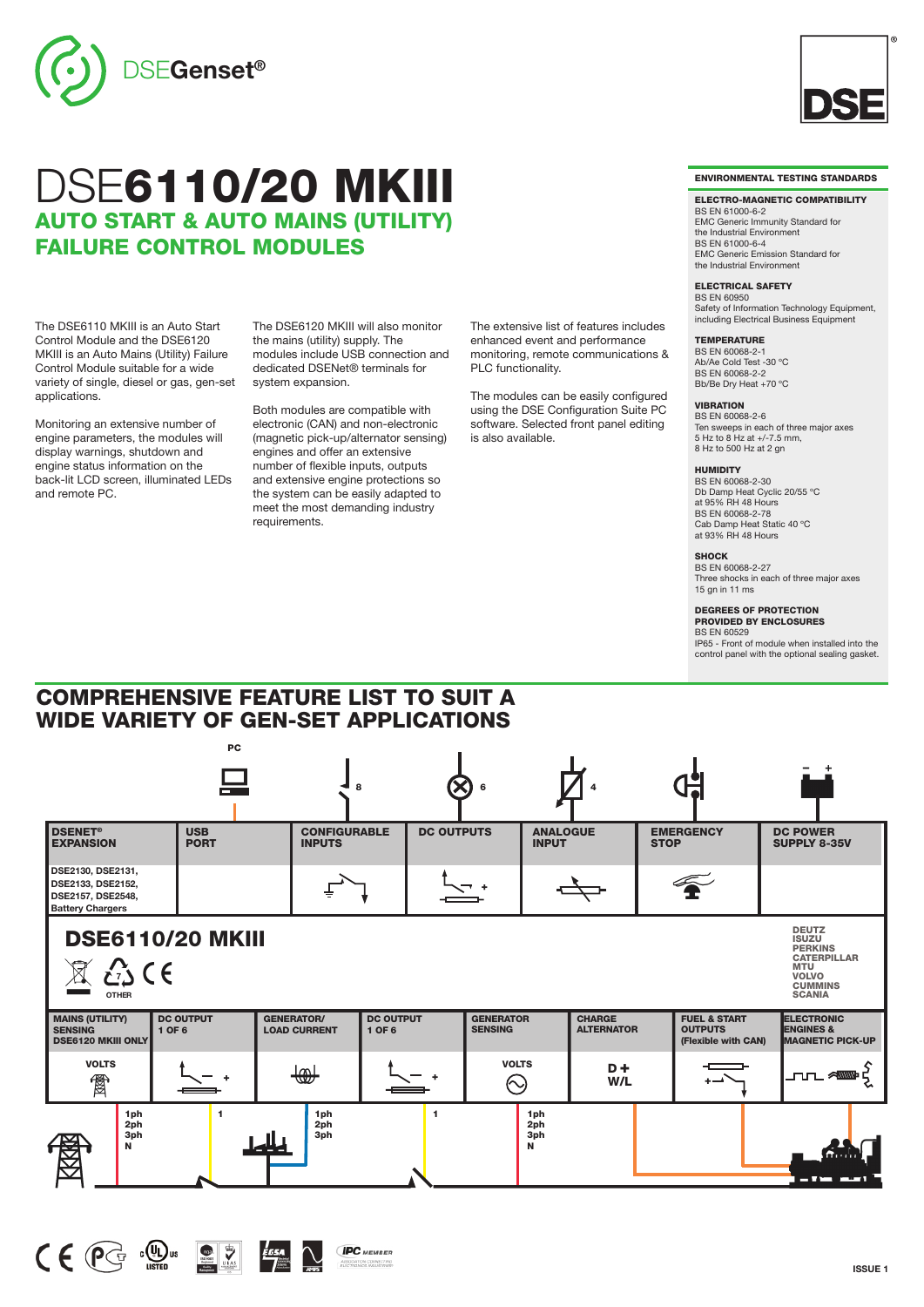DSEGenset®

# DSE6110/20 MKIII

## AUTO START & AUTO MAINS (UTILITY) FAILURE CONTROL MODULES

The DSE6110 MKIII is an Auto Start Control Module and the DSE6120 MKIII is an Auto Mains (Utility) Failure Control Module suitable for a wide variety of single, diesel or gas, gen-set applications.

Monitoring an extensive number of engine parameters, the modules will display warnings, shutdown and engine status information on the back-lit LCD screen, illuminated LEDs and remote PC.

The DSE6120 MKIII will also monitor the mains (utility) supply. The modules include USB connection and dedicated DSENet® terminals for system expansion.

Both modules are compatible with electronic (CAN) and non-electronic (magnetic pick-up/alternator sensing) engines and offer an extensive number of flexible inputs, outputs and extensive engine protections so the system can be easily adapted to meet the most demanding industry requirements.

The extensive list of features includes enhanced event and performance monitoring, remote communications & PLC functionality.

The modules can be easily configured using the DSE Configuration Suite PC software. Selected front panel editing is also available.

### ENVIRONMENTAL TESTING STANDARDS

**ELECTRO-MAGNETIC COMPATIBILITY**
BS EN 61000-6-2
EMC Generic Immunity Standard for the Industrial Environment
BS EN 61000-6-4
EMC Generic Emission Standard for the Industrial Environment

**ELECTRICAL SAFETY**
BS EN 60950
Safety of Information Technology Equipment, including Electrical Business Equipment

**TEMPERATURE**
BS EN 60068-2-1
Ab/Ae Cold Test -30 °C
BS EN 60068-2-2
Bb/Be Dry Heat +70 °C

**VIBRATION**
BS EN 60068-2-6
Ten sweeps in each of three major axes
5 Hz to 8 Hz at +/-7.5 mm,
8 Hz to 500 Hz at 2 gn

**HUMIDITY**
BS EN 60068-2-30
Db Damp Heat Cyclic 20/55 °C at 95% RH 48 Hours
BS EN 60068-2-78
Cab Damp Heat Static 40 °C at 93% RH 48 Hours

**SHOCK**
BS EN 60068-2-27
Three shocks in each of three major axes
15 gn in 11 ms

**DEGREES OF PROTECTION PROVIDED BY ENCLOSURES**
BS EN 60529
IP65 - Front of module when installed into the control panel with the optional sealing gasket.

## COMPREHENSIVE FEATURE LIST TO SUIT A WIDE VARIETY OF GEN-SET APPLICATIONS

PC
8
6
4
– +

DSENET® EXPANSION
DSE2130, DSE2131, DSE2133, DSE2152, DSE2157, DSE2548, Battery Chargers

USB PORT

CONFIGURABLE INPUTS

DC OUTPUTS

ANALOGUE INPUT

EMERGENCY STOP

DC POWER SUPPLY 8-35V

**DSE6110/20 MKIII**

OTHER

DEUTZ
ISUZU
PERKINS
CATERPILLAR
MTU
VOLVO
CUMMINS
SCANIA

MAINS (UTILITY) SENSING DSE6120 MKIII ONLY
VOLTS

DC OUTPUT 1 OF 6

GENERATOR/ LOAD CURRENT

DC OUTPUT 1 OF 6

GENERATOR SENSING
VOLTS

CHARGE ALTERNATOR
D+
W/L

FUEL & START OUTPUTS (Flexible with CAN)

ELECTRONIC ENGINES & MAGNETIC PICK-UP

1ph
2ph
3ph
N

1

1ph
2ph
3ph

1

1ph
2ph
3ph
N

ISSUE 1